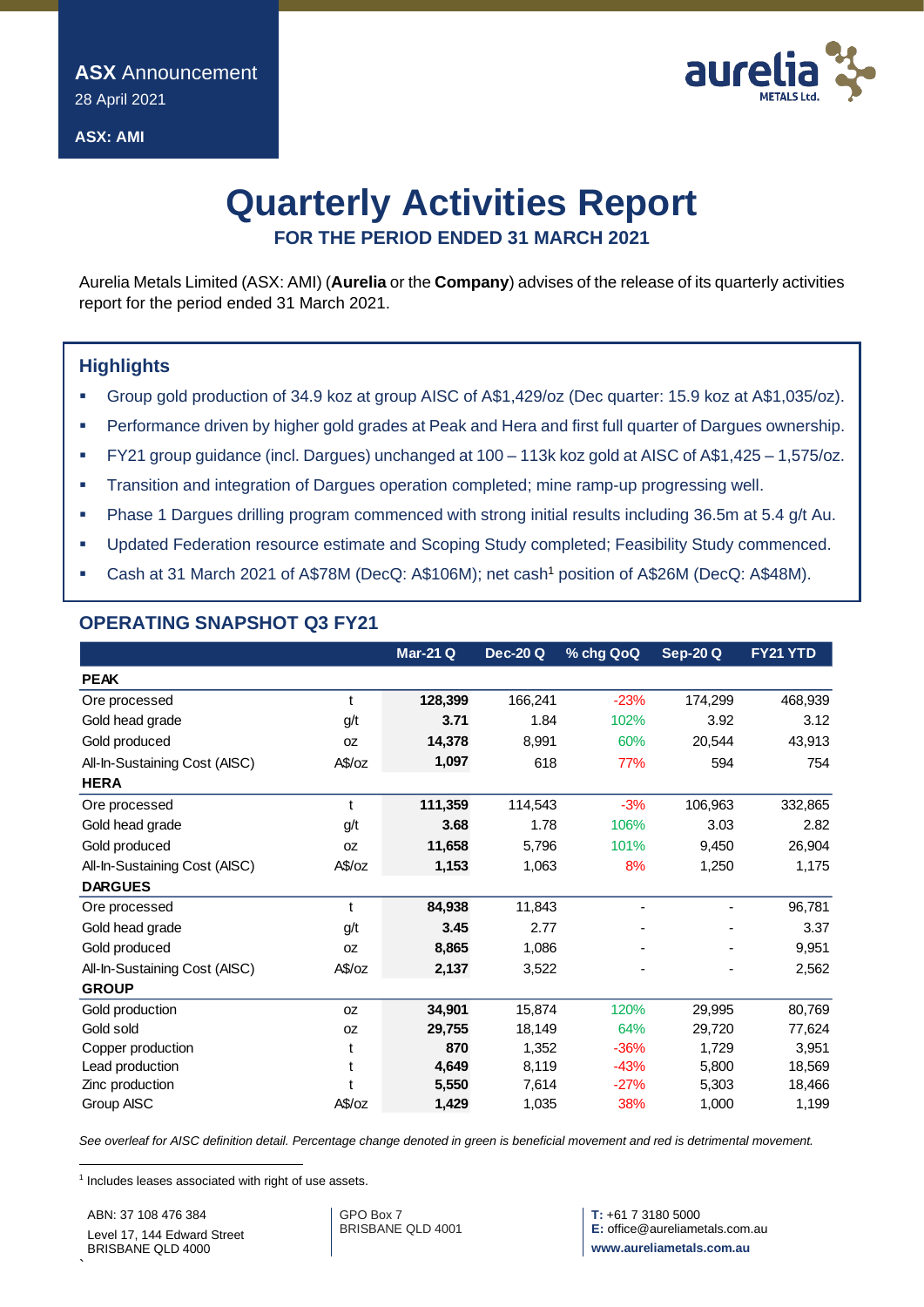**ASX Announcement**
28 April 2021

**ASX: AMI**

# Quarterly Activities Report

## FOR THE PERIOD ENDED 31 MARCH 2021

Aurelia Metals Limited (ASX: AMI) (**Aurelia** or the **Company**) advises of the release of its quarterly activities report for the period ended 31 March 2021.

### Highlights

- Group gold production of 34.9 koz at group AISC of A$1,429/oz (Dec quarter: 15.9 koz at A$1,035/oz).
- Performance driven by higher gold grades at Peak and Hera and first full quarter of Dargues ownership.
- FY21 group guidance (incl. Dargues) unchanged at 100 – 113k koz gold at AISC of A$1,425 – 1,575/oz.
- Transition and integration of Dargues operation completed; mine ramp-up progressing well.
- Phase 1 Dargues drilling program commenced with strong initial results including 36.5m at 5.4 g/t Au.
- Updated Federation resource estimate and Scoping Study completed; Feasibility Study commenced.
- Cash at 31 March 2021 of A$78M (DecQ: A$106M); net cash[1] position of A$26M (DecQ: A$48M).

### OPERATING SNAPSHOT Q3 FY21

| | | Mar-21 Q | Dec-20 Q | % chg QoQ | Sep-20 Q | FY21 YTD |
|---|---|---|---|---|---|---|
| **PEAK** | | | | | | |
| Ore processed | t | **128,399** | 166,241 | -23% | 174,299 | 468,939 |
| Gold head grade | g/t | **3.71** | 1.84 | 102% | 3.92 | 3.12 |
| Gold produced | oz | **14,378** | 8,991 | 60% | 20,544 | 43,913 |
| All-In-Sustaining Cost (AISC) | A$/oz | **1,097** | 618 | 77% | 594 | 754 |
| **HERA** | | | | | | |
| Ore processed | t | **111,359** | 114,543 | -3% | 106,963 | 332,865 |
| Gold head grade | g/t | **3.68** | 1.78 | 106% | 3.03 | 2.82 |
| Gold produced | oz | **11,658** | 5,796 | 101% | 9,450 | 26,904 |
| All-In-Sustaining Cost (AISC) | A$/oz | **1,153** | 1,063 | 8% | 1,250 | 1,175 |
| **DARGUES** | | | | | | |
| Ore processed | t | **84,938** | 11,843 | - | - | 96,781 |
| Gold head grade | g/t | **3.45** | 2.77 | - | - | 3.37 |
| Gold produced | oz | **8,865** | 1,086 | - | - | 9,951 |
| All-In-Sustaining Cost (AISC) | A$/oz | **2,137** | 3,522 | - | - | 2,562 |
| **GROUP** | | | | | | |
| Gold production | oz | **34,901** | 15,874 | 120% | 29,995 | 80,769 |
| Gold sold | oz | **29,755** | 18,149 | 64% | 29,720 | 77,624 |
| Copper production | t | **870** | 1,352 | -36% | 1,729 | 3,951 |
| Lead production | t | **4,649** | 8,119 | -43% | 5,800 | 18,569 |
| Zinc production | t | **5,550** | 7,614 | -27% | 5,303 | 18,466 |
| Group AISC | A$/oz | **1,429** | 1,035 | 38% | 1,000 | 1,199 |

*See overleaf for AISC definition detail. Percentage change denoted in green is beneficial movement and red is detrimental movement.*

[1] Includes leases associated with right of use assets.

ABN: 37 108 476 384
Level 17, 144 Edward Street
BRISBANE QLD 4000

GPO Box 7
BRISBANE QLD 4001

T: +61 7 3180 5000
E: office@aureliametals.com.au
www.aureliametals.com.au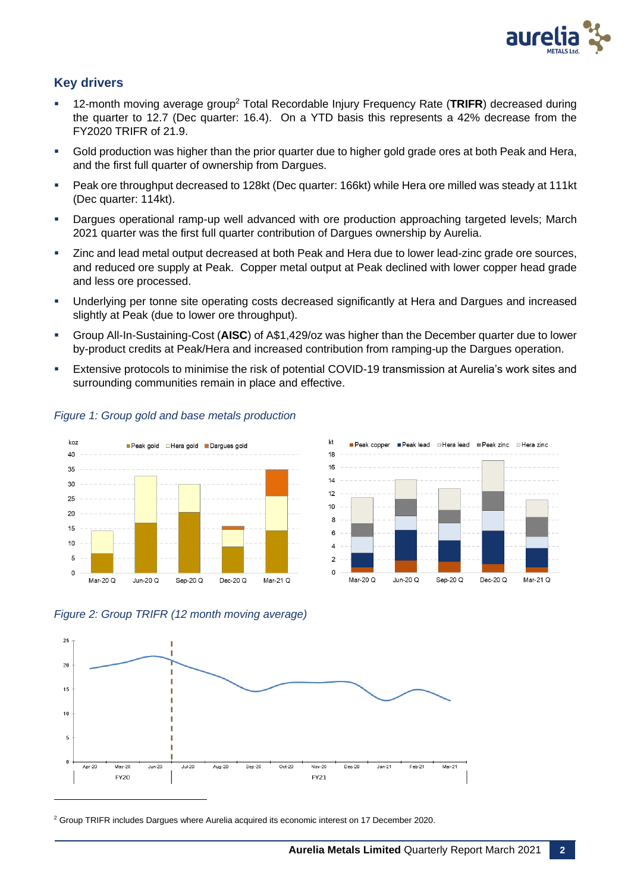## Key drivers

- 12-month moving average group[2] Total Recordable Injury Frequency Rate (**TRIFR**) decreased during the quarter to 12.7 (Dec quarter: 16.4). On a YTD basis this represents a 42% decrease from the FY2020 TRIFR of 21.9.
- Gold production was higher than the prior quarter due to higher gold grade ores at both Peak and Hera, and the first full quarter of ownership from Dargues.
- Peak ore throughput decreased to 128kt (Dec quarter: 166kt) while Hera ore milled was steady at 111kt (Dec quarter: 114kt).
- Dargues operational ramp-up well advanced with ore production approaching targeted levels; March 2021 quarter was the first full quarter contribution of Dargues ownership by Aurelia.
- Zinc and lead metal output decreased at both Peak and Hera due to lower lead-zinc grade ore sources, and reduced ore supply at Peak. Copper metal output at Peak declined with lower copper head grade and less ore processed.
- Underlying per tonne site operating costs decreased significantly at Hera and Dargues and increased slightly at Peak (due to lower ore throughput).
- Group All-In-Sustaining-Cost (**AISC**) of A$1,429/oz was higher than the December quarter due to lower by-product credits at Peak/Hera and increased contribution from ramping-up the Dargues operation.
- Extensive protocols to minimise the risk of potential COVID-19 transmission at Aurelia's work sites and surrounding communities remain in place and effective.

*Figure 1: Group gold and base metals production*

*Figure 2: Group TRIFR (12 month moving average)*

[2] Group TRIFR includes Dargues where Aurelia acquired its economic interest on 17 December 2020.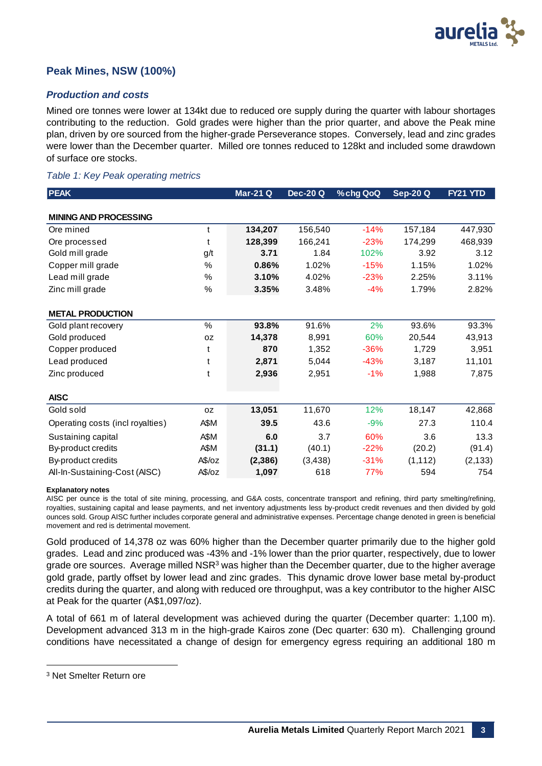## Peak Mines, NSW (100%)

### *Production and costs*

Mined ore tonnes were lower at 134kt due to reduced ore supply during the quarter with labour shortages contributing to the reduction. Gold grades were higher than the prior quarter, and above the Peak mine plan, driven by ore sourced from the higher-grade Perseverance stopes. Conversely, lead and zinc grades were lower than the December quarter. Milled ore tonnes reduced to 128kt and included some drawdown of surface ore stocks.

*Table 1: Key Peak operating metrics*

| PEAK | | Mar-21 Q | Dec-20 Q | %chg QoQ | Sep-20 Q | FY21 YTD |
|---|---|---|---|---|---|---|
| **MINING AND PROCESSING** | | | | | | |
| Ore mined | t | **134,207** | 156,540 | -14% | 157,184 | 447,930 |
| Ore processed | t | **128,399** | 166,241 | -23% | 174,299 | 468,939 |
| Gold mill grade | g/t | **3.71** | 1.84 | 102% | 3.92 | 3.12 |
| Copper mill grade | % | **0.86%** | 1.02% | -15% | 1.15% | 1.02% |
| Lead mill grade | % | **3.10%** | 4.02% | -23% | 2.25% | 3.11% |
| Zinc mill grade | % | **3.35%** | 3.48% | -4% | 1.79% | 2.82% |
| **METAL PRODUCTION** | | | | | | |
| Gold plant recovery | % | **93.8%** | 91.6% | 2% | 93.6% | 93.3% |
| Gold produced | oz | **14,378** | 8,991 | 60% | 20,544 | 43,913 |
| Copper produced | t | **870** | 1,352 | -36% | 1,729 | 3,951 |
| Lead produced | t | **2,871** | 5,044 | -43% | 3,187 | 11,101 |
| Zinc produced | t | **2,936** | 2,951 | -1% | 1,988 | 7,875 |
| **AISC** | | | | | | |
| Gold sold | oz | **13,051** | 11,670 | 12% | 18,147 | 42,868 |
| Operating costs (incl royalties) | A$M | **39.5** | 43.6 | -9% | 27.3 | 110.4 |
| Sustaining capital | A$M | **6.0** | 3.7 | 60% | 3.6 | 13.3 |
| By-product credits | A$M | **(31.1)** | (40.1) | -22% | (20.2) | (91.4) |
| By-product credits | A$/oz | **(2,386)** | (3,438) | -31% | (1,112) | (2,133) |
| All-In-Sustaining-Cost (AISC) | A$/oz | **1,097** | 618 | 77% | 594 | 754 |

**Explanatory notes**

AISC per ounce is the total of site mining, processing, and G&A costs, concentrate transport and refining, third party smelting/refining, royalties, sustaining capital and lease payments, and net inventory adjustments less by-product credit revenues and then divided by gold ounces sold. Group AISC further includes corporate general and administrative expenses. Percentage change denoted in green is beneficial movement and red is detrimental movement.

Gold produced of 14,378 oz was 60% higher than the December quarter primarily due to the higher gold grades. Lead and zinc produced was -43% and -1% lower than the prior quarter, respectively, due to lower grade ore sources. Average milled NSR[3] was higher than the December quarter, due to the higher average gold grade, partly offset by lower lead and zinc grades. This dynamic drove lower base metal by-product credits during the quarter, and along with reduced ore throughput, was a key contributor to the higher AISC at Peak for the quarter (A$1,097/oz).

A total of 661 m of lateral development was achieved during the quarter (December quarter: 1,100 m). Development advanced 313 m in the high-grade Kairos zone (Dec quarter: 630 m). Challenging ground conditions have necessitated a change of design for emergency egress requiring an additional 180 m

[3] Net Smelter Return ore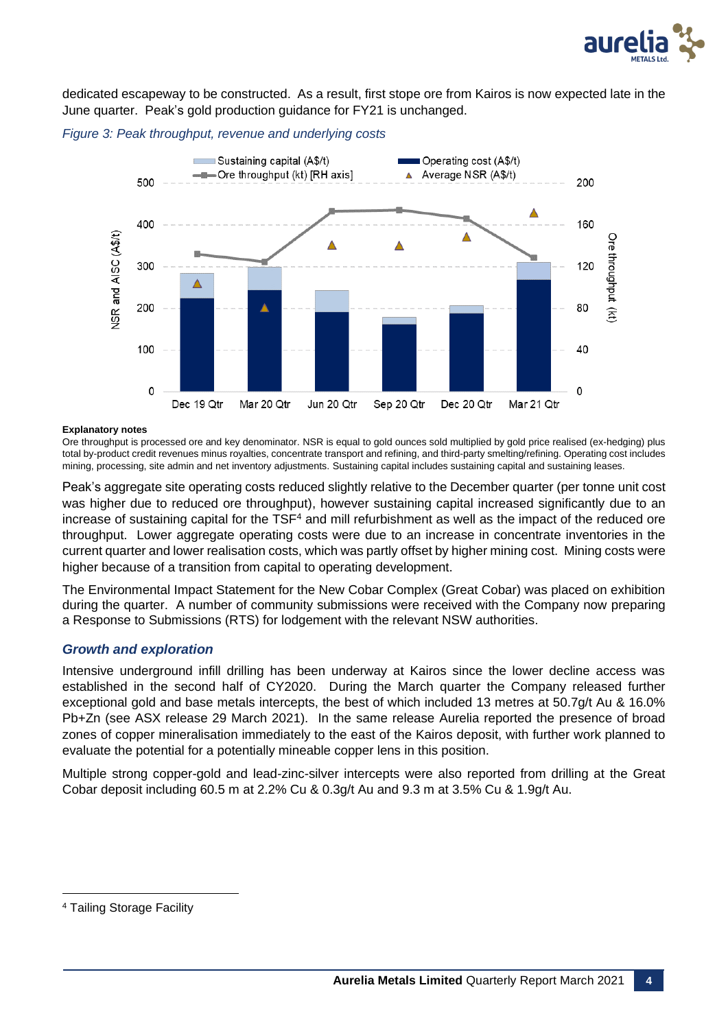dedicated escapeway to be constructed. As a result, first stope ore from Kairos is now expected late in the June quarter. Peak's gold production guidance for FY21 is unchanged.

*Figure 3: Peak throughput, revenue and underlying costs*

**Explanatory notes**

Ore throughput is processed ore and key denominator. NSR is equal to gold ounces sold multiplied by gold price realised (ex-hedging) plus total by-product credit revenues minus royalties, concentrate transport and refining, and third-party smelting/refining. Operating cost includes mining, processing, site admin and net inventory adjustments. Sustaining capital includes sustaining capital and sustaining leases.

Peak's aggregate site operating costs reduced slightly relative to the December quarter (per tonne unit cost was higher due to reduced ore throughput), however sustaining capital increased significantly due to an increase of sustaining capital for the TSF[4] and mill refurbishment as well as the impact of the reduced ore throughput. Lower aggregate operating costs were due to an increase in concentrate inventories in the current quarter and lower realisation costs, which was partly offset by higher mining cost. Mining costs were higher because of a transition from capital to operating development.

The Environmental Impact Statement for the New Cobar Complex (Great Cobar) was placed on exhibition during the quarter. A number of community submissions were received with the Company now preparing a Response to Submissions (RTS) for lodgement with the relevant NSW authorities.

### *Growth and exploration*

Intensive underground infill drilling has been underway at Kairos since the lower decline access was established in the second half of CY2020. During the March quarter the Company released further exceptional gold and base metals intercepts, the best of which included 13 metres at 50.7g/t Au & 16.0% Pb+Zn (see ASX release 29 March 2021). In the same release Aurelia reported the presence of broad zones of copper mineralisation immediately to the east of the Kairos deposit, with further work planned to evaluate the potential for a potentially mineable copper lens in this position.

Multiple strong copper-gold and lead-zinc-silver intercepts were also reported from drilling at the Great Cobar deposit including 60.5 m at 2.2% Cu & 0.3g/t Au and 9.3 m at 3.5% Cu & 1.9g/t Au.

[4] Tailing Storage Facility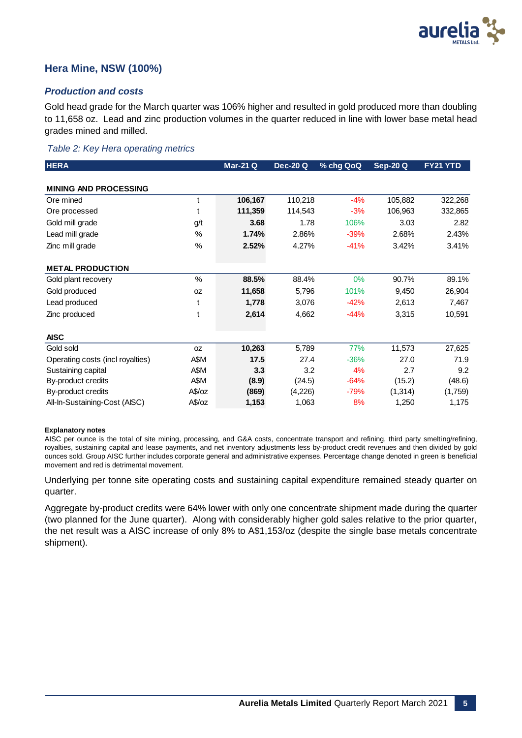## Hera Mine, NSW (100%)

### *Production and costs*

Gold head grade for the March quarter was 106% higher and resulted in gold produced more than doubling to 11,658 oz. Lead and zinc production volumes in the quarter reduced in line with lower base metal head grades mined and milled.

*Table 2: Key Hera operating metrics*

| HERA | | Mar-21 Q | Dec-20 Q | % chg QoQ | Sep-20 Q | FY21 YTD |
|---|---|---|---|---|---|---|
| **MINING AND PROCESSING** | | | | | | |
| Ore mined | t | **106,167** | 110,218 | -4% | 105,882 | 322,268 |
| Ore processed | t | **111,359** | 114,543 | -3% | 106,963 | 332,865 |
| Gold mill grade | g/t | **3.68** | 1.78 | 106% | 3.03 | 2.82 |
| Lead mill grade | % | **1.74%** | 2.86% | -39% | 2.68% | 2.43% |
| Zinc mill grade | % | **2.52%** | 4.27% | -41% | 3.42% | 3.41% |
| **METAL PRODUCTION** | | | | | | |
| Gold plant recovery | % | **88.5%** | 88.4% | 0% | 90.7% | 89.1% |
| Gold produced | oz | **11,658** | 5,796 | 101% | 9,450 | 26,904 |
| Lead produced | t | **1,778** | 3,076 | -42% | 2,613 | 7,467 |
| Zinc produced | t | **2,614** | 4,662 | -44% | 3,315 | 10,591 |
| **AISC** | | | | | | |
| Gold sold | oz | **10,263** | 5,789 | 77% | 11,573 | 27,625 |
| Operating costs (incl royalties) | A$M | **17.5** | 27.4 | -36% | 27.0 | 71.9 |
| Sustaining capital | A$M | **3.3** | 3.2 | 4% | 2.7 | 9.2 |
| By-product credits | A$M | **(8.9)** | (24.5) | -64% | (15.2) | (48.6) |
| By-product credits | A$/oz | **(869)** | (4,226) | -79% | (1,314) | (1,759) |
| All-In-Sustaining-Cost (AISC) | A$/oz | **1,153** | 1,063 | 8% | 1,250 | 1,175 |

**Explanatory notes**

AISC per ounce is the total of site mining, processing, and G&A costs, concentrate transport and refining, third party smelting/refining, royalties, sustaining capital and lease payments, and net inventory adjustments less by-product credit revenues and then divided by gold ounces sold. Group AISC further includes corporate general and administrative expenses. Percentage change denoted in green is beneficial movement and red is detrimental movement.

Underlying per tonne site operating costs and sustaining capital expenditure remained steady quarter on quarter.

Aggregate by-product credits were 64% lower with only one concentrate shipment made during the quarter (two planned for the June quarter). Along with considerably higher gold sales relative to the prior quarter, the net result was a AISC increase of only 8% to A$1,153/oz (despite the single base metals concentrate shipment).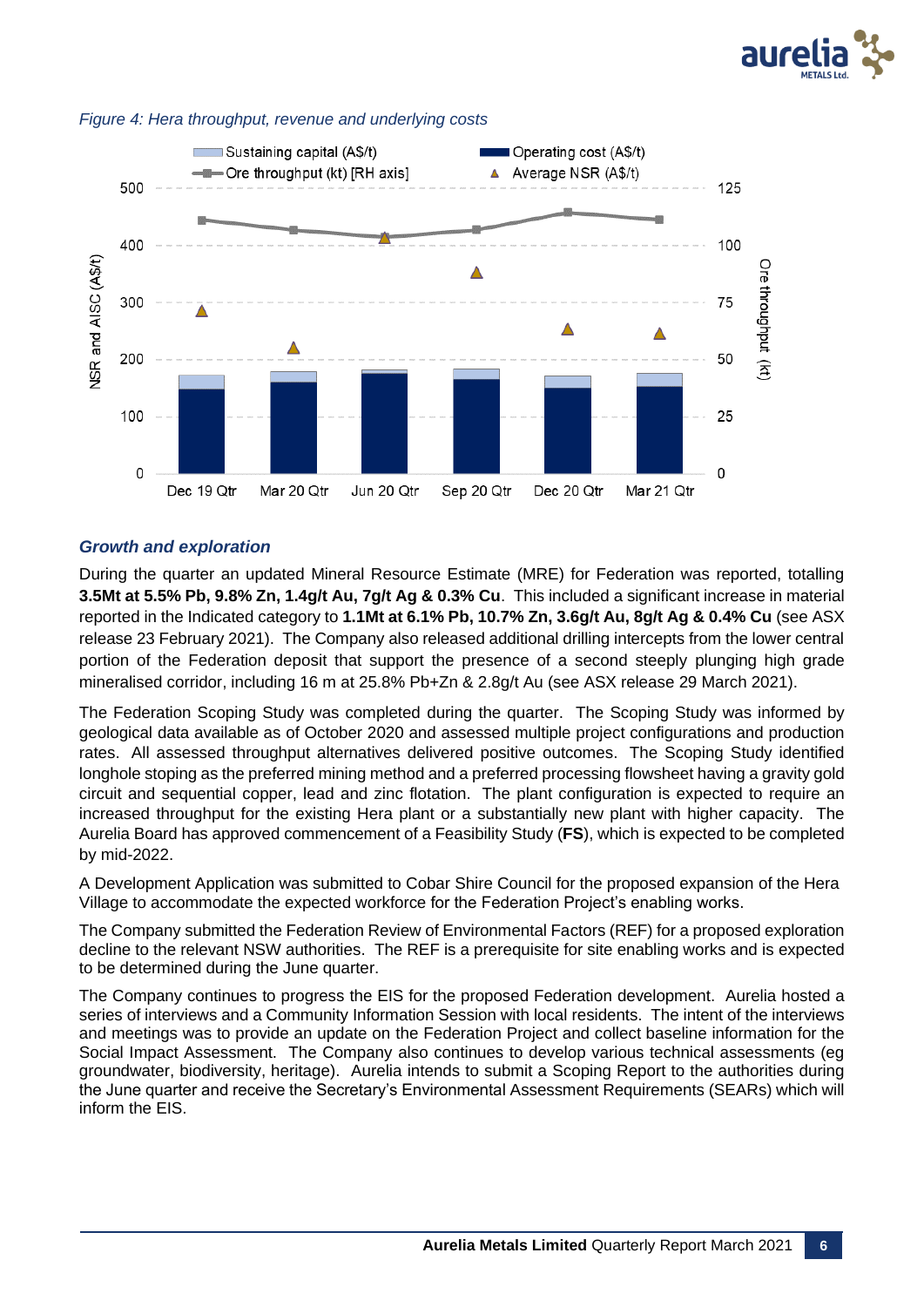*Figure 4: Hera throughput, revenue and underlying costs*

### *Growth and exploration*

During the quarter an updated Mineral Resource Estimate (MRE) for Federation was reported, totalling **3.5Mt at 5.5% Pb, 9.8% Zn, 1.4g/t Au, 7g/t Ag & 0.3% Cu**. This included a significant increase in material reported in the Indicated category to **1.1Mt at 6.1% Pb, 10.7% Zn, 3.6g/t Au, 8g/t Ag & 0.4% Cu** (see ASX release 23 February 2021). The Company also released additional drilling intercepts from the lower central portion of the Federation deposit that support the presence of a second steeply plunging high grade mineralised corridor, including 16 m at 25.8% Pb+Zn & 2.8g/t Au (see ASX release 29 March 2021).

The Federation Scoping Study was completed during the quarter. The Scoping Study was informed by geological data available as of October 2020 and assessed multiple project configurations and production rates. All assessed throughput alternatives delivered positive outcomes. The Scoping Study identified longhole stoping as the preferred mining method and a preferred processing flowsheet having a gravity gold circuit and sequential copper, lead and zinc flotation. The plant configuration is expected to require an increased throughput for the existing Hera plant or a substantially new plant with higher capacity. The Aurelia Board has approved commencement of a Feasibility Study (**FS**), which is expected to be completed by mid-2022.

A Development Application was submitted to Cobar Shire Council for the proposed expansion of the Hera Village to accommodate the expected workforce for the Federation Project's enabling works.

The Company submitted the Federation Review of Environmental Factors (REF) for a proposed exploration decline to the relevant NSW authorities. The REF is a prerequisite for site enabling works and is expected to be determined during the June quarter.

The Company continues to progress the EIS for the proposed Federation development. Aurelia hosted a series of interviews and a Community Information Session with local residents. The intent of the interviews and meetings was to provide an update on the Federation Project and collect baseline information for the Social Impact Assessment. The Company also continues to develop various technical assessments (eg groundwater, biodiversity, heritage). Aurelia intends to submit a Scoping Report to the authorities during the June quarter and receive the Secretary's Environmental Assessment Requirements (SEARs) which will inform the EIS.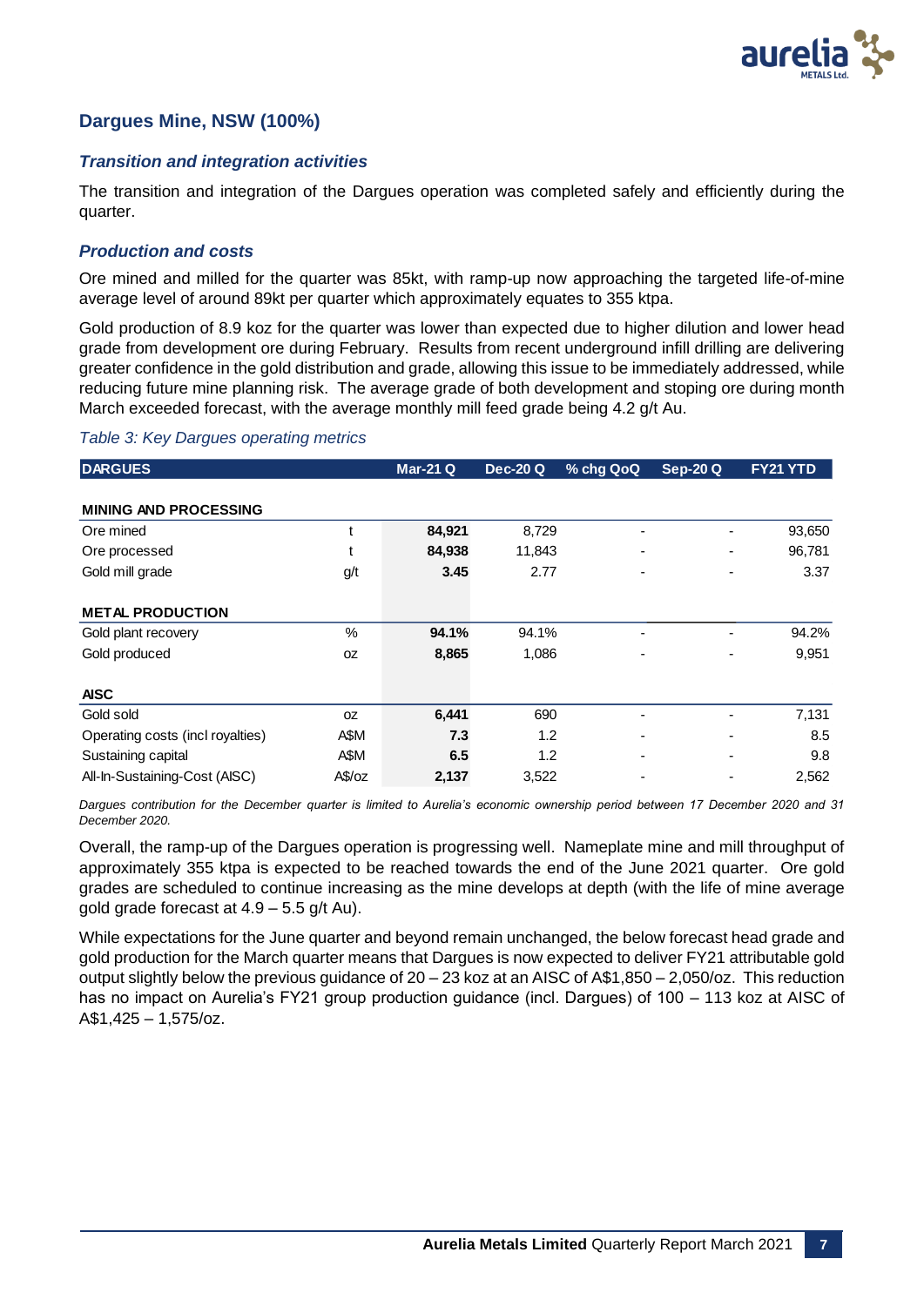## Dargues Mine, NSW (100%)

### *Transition and integration activities*

The transition and integration of the Dargues operation was completed safely and efficiently during the quarter.

### *Production and costs*

Ore mined and milled for the quarter was 85kt, with ramp-up now approaching the targeted life-of-mine average level of around 89kt per quarter which approximately equates to 355 ktpa.

Gold production of 8.9 koz for the quarter was lower than expected due to higher dilution and lower head grade from development ore during February. Results from recent underground infill drilling are delivering greater confidence in the gold distribution and grade, allowing this issue to be immediately addressed, while reducing future mine planning risk. The average grade of both development and stoping ore during month March exceeded forecast, with the average monthly mill feed grade being 4.2 g/t Au.

*Table 3: Key Dargues operating metrics*

| DARGUES | | Mar-21 Q | Dec-20 Q | % chg QoQ | Sep-20 Q | FY21 YTD |
|---|---|---|---|---|---|---|
| **MINING AND PROCESSING** | | | | | | |
| Ore mined | t | **84,921** | 8,729 | - | - | 93,650 |
| Ore processed | t | **84,938** | 11,843 | - | - | 96,781 |
| Gold mill grade | g/t | **3.45** | 2.77 | - | - | 3.37 |
| **METAL PRODUCTION** | | | | | | |
| Gold plant recovery | % | **94.1%** | 94.1% | - | - | 94.2% |
| Gold produced | oz | **8,865** | 1,086 | - | - | 9,951 |
| **AISC** | | | | | | |
| Gold sold | oz | **6,441** | 690 | - | - | 7,131 |
| Operating costs (incl royalties) | A$M | **7.3** | 1.2 | - | - | 8.5 |
| Sustaining capital | A$M | **6.5** | 1.2 | - | - | 9.8 |
| All-In-Sustaining-Cost (AISC) | A$/oz | **2,137** | 3,522 | - | - | 2,562 |

*Dargues contribution for the December quarter is limited to Aurelia's economic ownership period between 17 December 2020 and 31 December 2020.*

Overall, the ramp-up of the Dargues operation is progressing well. Nameplate mine and mill throughput of approximately 355 ktpa is expected to be reached towards the end of the June 2021 quarter. Ore gold grades are scheduled to continue increasing as the mine develops at depth (with the life of mine average gold grade forecast at 4.9 – 5.5 g/t Au).

While expectations for the June quarter and beyond remain unchanged, the below forecast head grade and gold production for the March quarter means that Dargues is now expected to deliver FY21 attributable gold output slightly below the previous guidance of 20 – 23 koz at an AISC of A$1,850 – 2,050/oz. This reduction has no impact on Aurelia's FY21 group production guidance (incl. Dargues) of 100 – 113 koz at AISC of A$1,425 – 1,575/oz.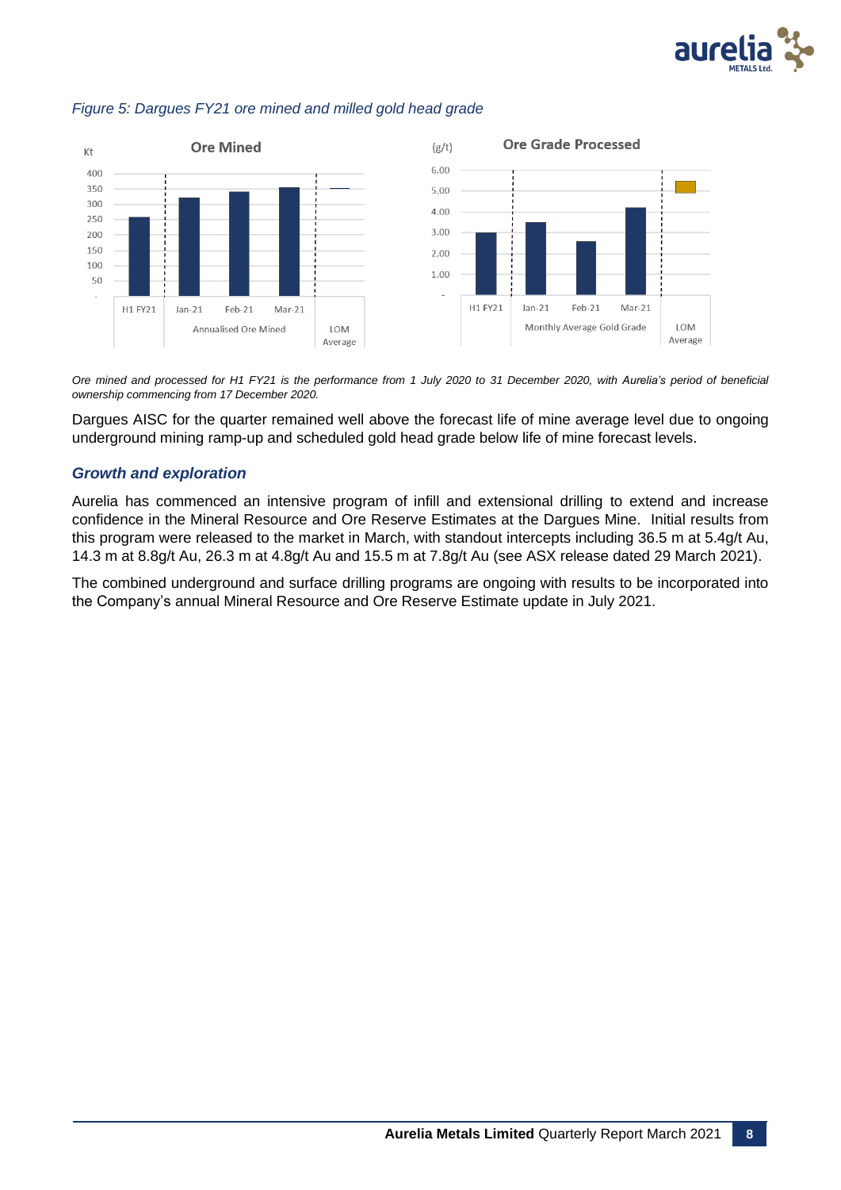*Figure 5: Dargues FY21 ore mined and milled gold head grade*

*Ore mined and processed for H1 FY21 is the performance from 1 July 2020 to 31 December 2020, with Aurelia's period of beneficial ownership commencing from 17 December 2020.*

Dargues AISC for the quarter remained well above the forecast life of mine average level due to ongoing underground mining ramp-up and scheduled gold head grade below life of mine forecast levels.

### *Growth and exploration*

Aurelia has commenced an intensive program of infill and extensional drilling to extend and increase confidence in the Mineral Resource and Ore Reserve Estimates at the Dargues Mine. Initial results from this program were released to the market in March, with standout intercepts including 36.5 m at 5.4g/t Au, 14.3 m at 8.8g/t Au, 26.3 m at 4.8g/t Au and 15.5 m at 7.8g/t Au (see ASX release dated 29 March 2021).

The combined underground and surface drilling programs are ongoing with results to be incorporated into the Company's annual Mineral Resource and Ore Reserve Estimate update in July 2021.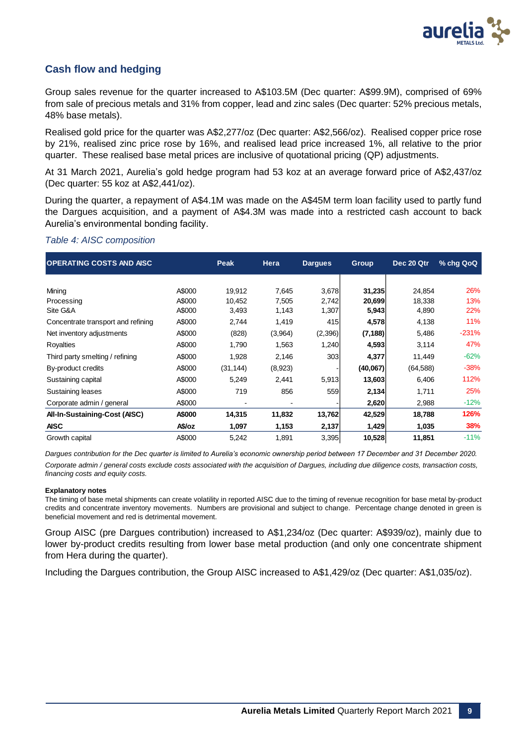## Cash flow and hedging

Group sales revenue for the quarter increased to A$103.5M (Dec quarter: A$99.9M), comprised of 69% from sale of precious metals and 31% from copper, lead and zinc sales (Dec quarter: 52% precious metals, 48% base metals).

Realised gold price for the quarter was A$2,277/oz (Dec quarter: A$2,566/oz). Realised copper price rose by 21%, realised zinc price rose by 16%, and realised lead price increased 1%, all relative to the prior quarter. These realised base metal prices are inclusive of quotational pricing (QP) adjustments.

At 31 March 2021, Aurelia's gold hedge program had 53 koz at an average forward price of A$2,437/oz (Dec quarter: 55 koz at A$2,441/oz).

During the quarter, a repayment of A$4.1M was made on the A$45M term loan facility used to partly fund the Dargues acquisition, and a payment of A$4.3M was made into a restricted cash account to back Aurelia's environmental bonding facility.

*Table 4: AISC composition*

| OPERATING COSTS AND AISC | | Peak | Hera | Dargues | Group | Dec 20 Qtr | % chg QoQ |
|---|---|---|---|---|---|---|---|
| Mining | A$000 | 19,912 | 7,645 | 3,678 | **31,235** | 24,854 | 26% |
| Processing | A$000 | 10,452 | 7,505 | 2,742 | **20,699** | 18,338 | 13% |
| Site G&A | A$000 | 3,493 | 1,143 | 1,307 | **5,943** | 4,890 | 22% |
| Concentrate transport and refining | A$000 | 2,744 | 1,419 | 415 | **4,578** | 4,138 | 11% |
| Net inventory adjustments | A$000 | (828) | (3,964) | (2,396) | **(7,188)** | 5,486 | -231% |
| Royalties | A$000 | 1,790 | 1,563 | 1,240 | **4,593** | 3,114 | 47% |
| Third party smelting / refining | A$000 | 1,928 | 2,146 | 303 | **4,377** | 11,449 | -62% |
| By-product credits | A$000 | (31,144) | (8,923) | - | **(40,067)** | (64,588) | -38% |
| Sustaining capital | A$000 | 5,249 | 2,441 | 5,913 | **13,603** | 6,406 | 112% |
| Sustaining leases | A$000 | 719 | 856 | 559 | **2,134** | 1,711 | 25% |
| Corporate admin / general | A$000 | - | - | - | **2,620** | 2,988 | -12% |
| **All-In-Sustaining-Cost (AISC)** | **A$000** | **14,315** | **11,832** | **13,762** | **42,529** | **18,788** | **126%** |
| **AISC** | **A$/oz** | **1,097** | **1,153** | **2,137** | **1,429** | **1,035** | **38%** |
| Growth capital | A$000 | 5,242 | 1,891 | 3,395 | **10,528** | **11,851** | -11% |

*Dargues contribution for the Dec quarter is limited to Aurelia's economic ownership period between 17 December and 31 December 2020.*

*Corporate admin / general costs exclude costs associated with the acquisition of Dargues, including due diligence costs, transaction costs, financing costs and equity costs.*

**Explanatory notes**

The timing of base metal shipments can create volatility in reported AISC due to the timing of revenue recognition for base metal by-product credits and concentrate inventory movements. Numbers are provisional and subject to change. Percentage change denoted in green is beneficial movement and red is detrimental movement.

Group AISC (pre Dargues contribution) increased to A$1,234/oz (Dec quarter: A$939/oz), mainly due to lower by-product credits resulting from lower base metal production (and only one concentrate shipment from Hera during the quarter).

Including the Dargues contribution, the Group AISC increased to A$1,429/oz (Dec quarter: A$1,035/oz).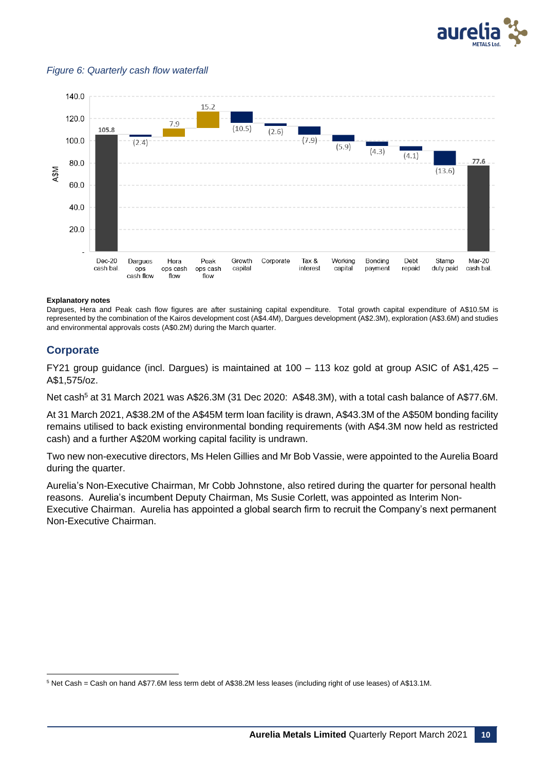*Figure 6: Quarterly cash flow waterfall*

| | Dec-20 cash bal. | Dargues ops cash flow | Hera ops cash flow | Peak ops cash flow | Growth capital | Corporate | Tax & interest | Working capital | Bonding payment | Debt repaid | Stamp duty paid | Mar-20 cash bal. |
|---|---|---|---|---|---|---|---|---|---|---|---|---|
| A$M | 105.8 | (2.4) | 7.9 | 15.2 | (10.5) | (2.6) | (7.9) | (5.9) | (4.3) | (4.1) | (13.6) | 77.6 |

**Explanatory notes**

Dargues, Hera and Peak cash flow figures are after sustaining capital expenditure. Total growth capital expenditure of A$10.5M is represented by the combination of the Kairos development cost (A$4.4M), Dargues development (A$2.3M), exploration (A$3.6M) and studies and environmental approvals costs (A$0.2M) during the March quarter.

## Corporate

FY21 group guidance (incl. Dargues) is maintained at 100 – 113 koz gold at group ASIC of A$1,425 – A$1,575/oz.

Net cash[5] at 31 March 2021 was A$26.3M (31 Dec 2020: A$48.3M), with a total cash balance of A$77.6M.

At 31 March 2021, A$38.2M of the A$45M term loan facility is drawn, A$43.3M of the A$50M bonding facility remains utilised to back existing environmental bonding requirements (with A$4.3M now held as restricted cash) and a further A$20M working capital facility is undrawn.

Two new non-executive directors, Ms Helen Gillies and Mr Bob Vassie, were appointed to the Aurelia Board during the quarter.

Aurelia's Non-Executive Chairman, Mr Cobb Johnstone, also retired during the quarter for personal health reasons. Aurelia's incumbent Deputy Chairman, Ms Susie Corlett, was appointed as Interim Non-Executive Chairman. Aurelia has appointed a global search firm to recruit the Company's next permanent Non-Executive Chairman.

[5] Net Cash = Cash on hand A$77.6M less term debt of A$38.2M less leases (including right of use leases) of A$13.1M.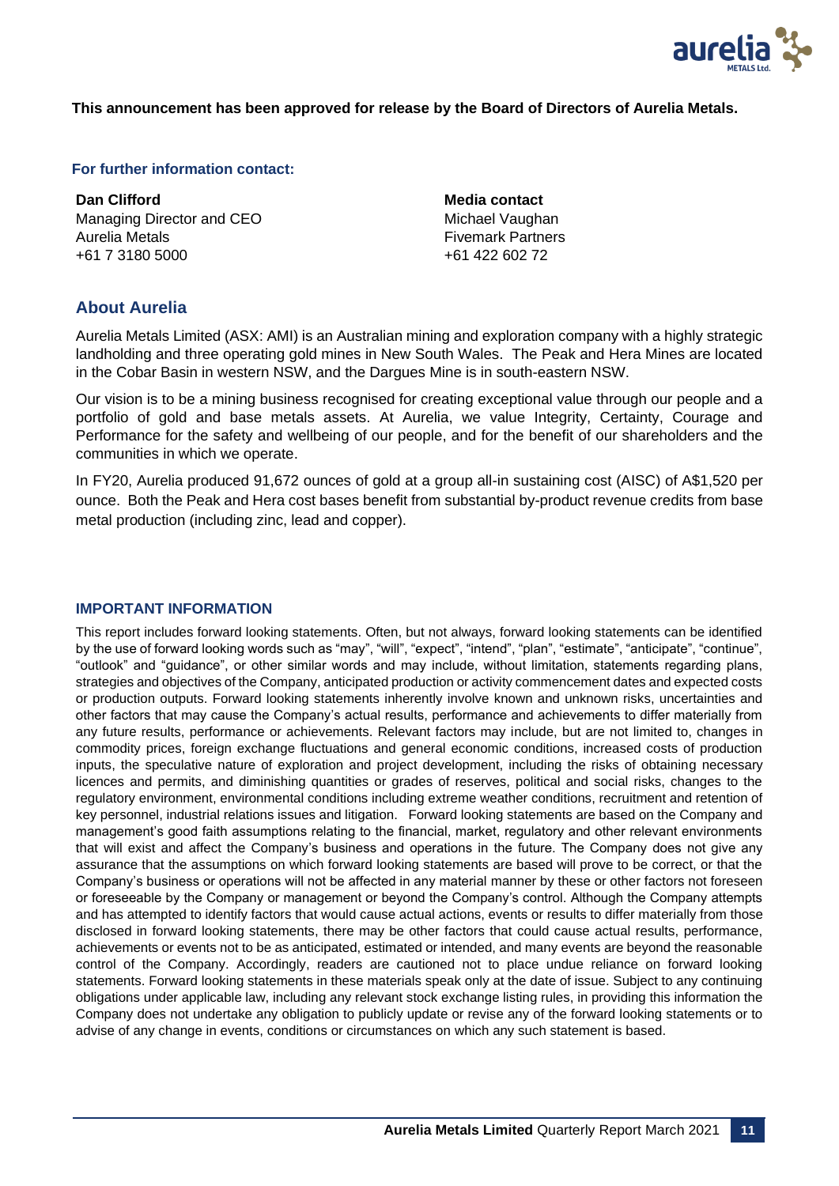**This announcement has been approved for release by the Board of Directors of Aurelia Metals.**

**For further information contact:**

**Dan Clifford**
Managing Director and CEO
Aurelia Metals
+61 7 3180 5000

**Media contact**
Michael Vaughan
Fivemark Partners
+61 422 602 72

## About Aurelia

Aurelia Metals Limited (ASX: AMI) is an Australian mining and exploration company with a highly strategic landholding and three operating gold mines in New South Wales. The Peak and Hera Mines are located in the Cobar Basin in western NSW, and the Dargues Mine is in south-eastern NSW.

Our vision is to be a mining business recognised for creating exceptional value through our people and a portfolio of gold and base metals assets. At Aurelia, we value Integrity, Certainty, Courage and Performance for the safety and wellbeing of our people, and for the benefit of our shareholders and the communities in which we operate.

In FY20, Aurelia produced 91,672 ounces of gold at a group all-in sustaining cost (AISC) of A$1,520 per ounce. Both the Peak and Hera cost bases benefit from substantial by-product revenue credits from base metal production (including zinc, lead and copper).

### IMPORTANT INFORMATION

This report includes forward looking statements. Often, but not always, forward looking statements can be identified by the use of forward looking words such as "may", "will", "expect", "intend", "plan", "estimate", "anticipate", "continue", "outlook" and "guidance", or other similar words and may include, without limitation, statements regarding plans, strategies and objectives of the Company, anticipated production or activity commencement dates and expected costs or production outputs. Forward looking statements inherently involve known and unknown risks, uncertainties and other factors that may cause the Company's actual results, performance and achievements to differ materially from any future results, performance or achievements. Relevant factors may include, but are not limited to, changes in commodity prices, foreign exchange fluctuations and general economic conditions, increased costs of production inputs, the speculative nature of exploration and project development, including the risks of obtaining necessary licences and permits, and diminishing quantities or grades of reserves, political and social risks, changes to the regulatory environment, environmental conditions including extreme weather conditions, recruitment and retention of key personnel, industrial relations issues and litigation. Forward looking statements are based on the Company and management's good faith assumptions relating to the financial, market, regulatory and other relevant environments that will exist and affect the Company's business and operations in the future. The Company does not give any assurance that the assumptions on which forward looking statements are based will prove to be correct, or that the Company's business or operations will not be affected in any material manner by these or other factors not foreseen or foreseeable by the Company or management or beyond the Company's control. Although the Company attempts and has attempted to identify factors that would cause actual actions, events or results to differ materially from those disclosed in forward looking statements, there may be other factors that could cause actual results, performance, achievements or events not to be as anticipated, estimated or intended, and many events are beyond the reasonable control of the Company. Accordingly, readers are cautioned not to place undue reliance on forward looking statements. Forward looking statements in these materials speak only at the date of issue. Subject to any continuing obligations under applicable law, including any relevant stock exchange listing rules, in providing this information the Company does not undertake any obligation to publicly update or revise any of the forward looking statements or to advise of any change in events, conditions or circumstances on which any such statement is based.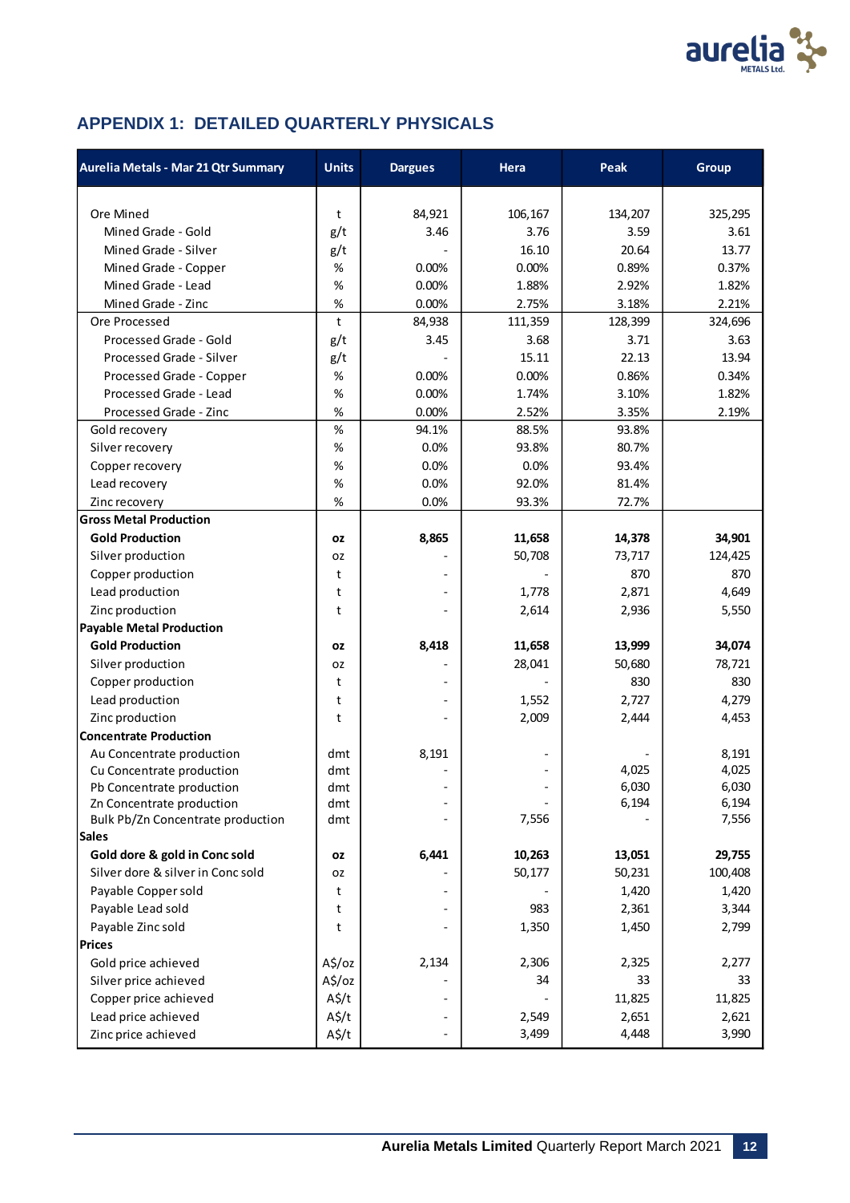## APPENDIX 1: DETAILED QUARTERLY PHYSICALS

| Aurelia Metals - Mar 21 Qtr Summary | Units | Dargues | Hera | Peak | Group |
|---|---|---|---|---|---|
| Ore Mined | t | 84,921 | 106,167 | 134,207 | 325,295 |
| Mined Grade - Gold | g/t | 3.46 | 3.76 | 3.59 | 3.61 |
| Mined Grade - Silver | g/t | - | 16.10 | 20.64 | 13.77 |
| Mined Grade - Copper | % | 0.00% | 0.00% | 0.89% | 0.37% |
| Mined Grade - Lead | % | 0.00% | 1.88% | 2.92% | 1.82% |
| Mined Grade - Zinc | % | 0.00% | 2.75% | 3.18% | 2.21% |
| Ore Processed | t | 84,938 | 111,359 | 128,399 | 324,696 |
| Processed Grade - Gold | g/t | 3.45 | 3.68 | 3.71 | 3.63 |
| Processed Grade - Silver | g/t | - | 15.11 | 22.13 | 13.94 |
| Processed Grade - Copper | % | 0.00% | 0.00% | 0.86% | 0.34% |
| Processed Grade - Lead | % | 0.00% | 1.74% | 3.10% | 1.82% |
| Processed Grade - Zinc | % | 0.00% | 2.52% | 3.35% | 2.19% |
| Gold recovery | % | 94.1% | 88.5% | 93.8% | |
| Silver recovery | % | 0.0% | 93.8% | 80.7% | |
| Copper recovery | % | 0.0% | 0.0% | 93.4% | |
| Lead recovery | % | 0.0% | 92.0% | 81.4% | |
| Zinc recovery | % | 0.0% | 93.3% | 72.7% | |
| **Gross Metal Production** | | | | | |
| **Gold Production** | **oz** | **8,865** | **11,658** | **14,378** | **34,901** |
| Silver production | oz | - | 50,708 | 73,717 | 124,425 |
| Copper production | t | - | - | 870 | 870 |
| Lead production | t | - | 1,778 | 2,871 | 4,649 |
| Zinc production | t | - | 2,614 | 2,936 | 5,550 |
| **Payable Metal Production** | | | | | |
| **Gold Production** | **oz** | **8,418** | **11,658** | **13,999** | **34,074** |
| Silver production | oz | - | 28,041 | 50,680 | 78,721 |
| Copper production | t | - | - | 830 | 830 |
| Lead production | t | - | 1,552 | 2,727 | 4,279 |
| Zinc production | t | - | 2,009 | 2,444 | 4,453 |
| **Concentrate Production** | | | | | |
| Au Concentrate production | dmt | 8,191 | - | - | 8,191 |
| Cu Concentrate production | dmt | - | - | 4,025 | 4,025 |
| Pb Concentrate production | dmt | - | - | 6,030 | 6,030 |
| Zn Concentrate production | dmt | - | - | 6,194 | 6,194 |
| Bulk Pb/Zn Concentrate production | dmt | - | 7,556 | - | 7,556 |
| **Sales** | | | | | |
| **Gold dore & gold in Conc sold** | **oz** | **6,441** | **10,263** | **13,051** | **29,755** |
| Silver dore & silver in Conc sold | oz | - | 50,177 | 50,231 | 100,408 |
| Payable Copper sold | t | - | - | 1,420 | 1,420 |
| Payable Lead sold | t | - | 983 | 2,361 | 3,344 |
| Payable Zinc sold | t | - | 1,350 | 1,450 | 2,799 |
| **Prices** | | | | | |
| Gold price achieved | A$/oz | 2,134 | 2,306 | 2,325 | 2,277 |
| Silver price achieved | A$/oz | - | 34 | 33 | 33 |
| Copper price achieved | A$/t | - | - | 11,825 | 11,825 |
| Lead price achieved | A$/t | - | 2,549 | 2,651 | 2,621 |
| Zinc price achieved | A$/t | - | 3,499 | 4,448 | 3,990 |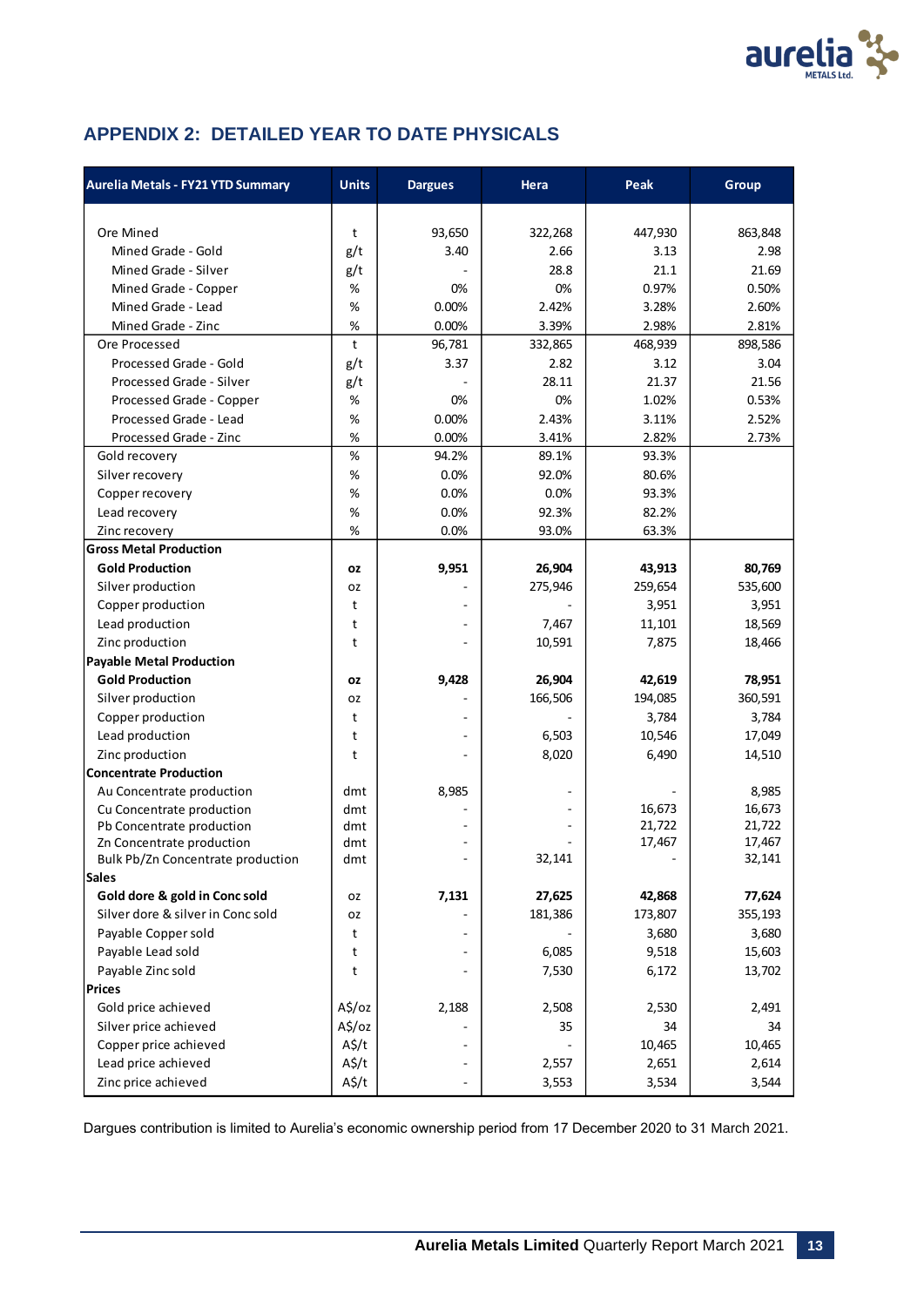## APPENDIX 2: DETAILED YEAR TO DATE PHYSICALS

| Aurelia Metals - FY21 YTD Summary | Units | Dargues | Hera | Peak | Group |
|---|---|---|---|---|---|
| Ore Mined | t | 93,650 | 322,268 | 447,930 | 863,848 |
| Mined Grade - Gold | g/t | 3.40 | 2.66 | 3.13 | 2.98 |
| Mined Grade - Silver | g/t | - | 28.8 | 21.1 | 21.69 |
| Mined Grade - Copper | % | 0% | 0% | 0.97% | 0.50% |
| Mined Grade - Lead | % | 0.00% | 2.42% | 3.28% | 2.60% |
| Mined Grade - Zinc | % | 0.00% | 3.39% | 2.98% | 2.81% |
| Ore Processed | t | 96,781 | 332,865 | 468,939 | 898,586 |
| Processed Grade - Gold | g/t | 3.37 | 2.82 | 3.12 | 3.04 |
| Processed Grade - Silver | g/t | - | 28.11 | 21.37 | 21.56 |
| Processed Grade - Copper | % | 0% | 0% | 1.02% | 0.53% |
| Processed Grade - Lead | % | 0.00% | 2.43% | 3.11% | 2.52% |
| Processed Grade - Zinc | % | 0.00% | 3.41% | 2.82% | 2.73% |
| Gold recovery | % | 94.2% | 89.1% | 93.3% | |
| Silver recovery | % | 0.0% | 92.0% | 80.6% | |
| Copper recovery | % | 0.0% | 0.0% | 93.3% | |
| Lead recovery | % | 0.0% | 92.3% | 82.2% | |
| Zinc recovery | % | 0.0% | 93.0% | 63.3% | |
| **Gross Metal Production** | | | | | |
| **Gold Production** | **oz** | **9,951** | **26,904** | **43,913** | **80,769** |
| Silver production | oz | - | 275,946 | 259,654 | 535,600 |
| Copper production | t | - | - | 3,951 | 3,951 |
| Lead production | t | - | 7,467 | 11,101 | 18,569 |
| Zinc production | t | - | 10,591 | 7,875 | 18,466 |
| **Payable Metal Production** | | | | | |
| **Gold Production** | **oz** | **9,428** | **26,904** | **42,619** | **78,951** |
| Silver production | oz | - | 166,506 | 194,085 | 360,591 |
| Copper production | t | - | - | 3,784 | 3,784 |
| Lead production | t | - | 6,503 | 10,546 | 17,049 |
| Zinc production | t | - | 8,020 | 6,490 | 14,510 |
| **Concentrate Production** | | | | | |
| Au Concentrate production | dmt | 8,985 | - | - | 8,985 |
| Cu Concentrate production | dmt | - | - | 16,673 | 16,673 |
| Pb Concentrate production | dmt | - | - | 21,722 | 21,722 |
| Zn Concentrate production | dmt | - | - | 17,467 | 17,467 |
| Bulk Pb/Zn Concentrate production | dmt | - | 32,141 | - | 32,141 |
| **Sales** | | | | | |
| **Gold dore & gold in Conc sold** | oz | **7,131** | **27,625** | **42,868** | **77,624** |
| Silver dore & silver in Conc sold | oz | - | 181,386 | 173,807 | 355,193 |
| Payable Copper sold | t | - | - | 3,680 | 3,680 |
| Payable Lead sold | t | - | 6,085 | 9,518 | 15,603 |
| Payable Zinc sold | t | - | 7,530 | 6,172 | 13,702 |
| **Prices** | | | | | |
| Gold price achieved | A$/oz | 2,188 | 2,508 | 2,530 | 2,491 |
| Silver price achieved | A$/oz | - | 35 | 34 | 34 |
| Copper price achieved | A$/t | - | - | 10,465 | 10,465 |
| Lead price achieved | A$/t | - | 2,557 | 2,651 | 2,614 |
| Zinc price achieved | A$/t | - | 3,553 | 3,534 | 3,544 |

Dargues contribution is limited to Aurelia's economic ownership period from 17 December 2020 to 31 March 2021.